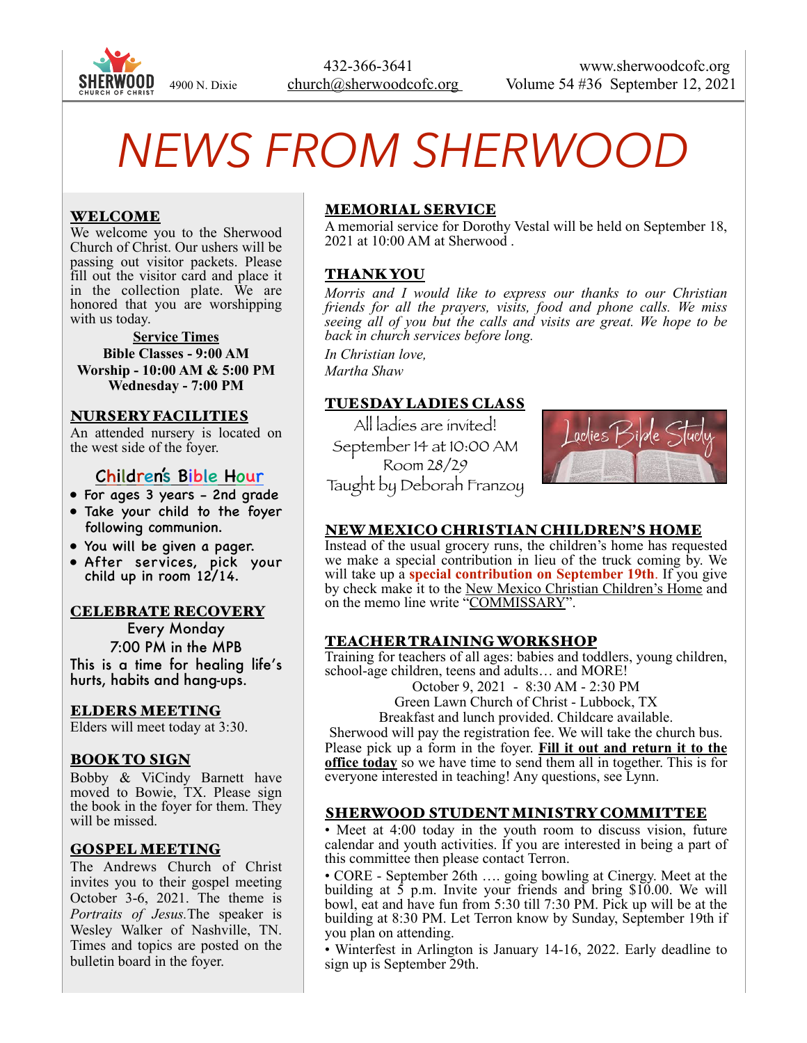SHERWOOD CHURCH OF CHRIST

4900 N. Dixie | 432-366-3641 | church@sherwoodcofc.org | www.sherwoodcofc.org

Volume 54 #36 September 12, 2021

# NEWS FROM SHERWOOD

## WELCOME

We welcome you to the Sherwood Church of Christ. Our ushers will be passing out visitor packets. Please fill out the visitor card and place it in the collection plate. We are honored that you are worshipping with us today.

**Service Times**
**Bible Classes - 9:00 AM**
**Worship - 10:00 AM & 5:00 PM**
**Wednesday - 7:00 PM**

## NURSERY FACILITIES

An attended nursery is located on the west side of the foyer.

## Children's Bible Hour

- For ages 3 years - 2nd grade
- Take your child to the foyer following communion.
- You will be given a pager.
- After services, pick your child up in room 12/14.

## CELEBRATE RECOVERY

Every Monday
7:00 PM in the MPB
This is a time for healing life's hurts, habits and hang-ups.

## ELDERS MEETING

Elders will meet today at 3:30.

## BOOK TO SIGN

Bobby & ViCindy Barnett have moved to Bowie, TX. Please sign the book in the foyer for them. They will be missed.

## GOSPEL MEETING

The Andrews Church of Christ invites you to their gospel meeting October 3-6, 2021. The theme is *Portraits of Jesus.* The speaker is Wesley Walker of Nashville, TN. Times and topics are posted on the bulletin board in the foyer.

## MEMORIAL SERVICE

A memorial service for Dorothy Vestal will be held on September 18, 2021 at 10:00 AM at Sherwood .

## THANK YOU

*Morris and I would like to express our thanks to our Christian friends for all the prayers, visits, food and phone calls. We miss seeing all of you but the calls and visits are great. We hope to be back in church services before long.*

*In Christian love,*
*Martha Shaw*

## TUESDAY LADIES CLASS

All ladies are invited!
September 14 at 10:00 AM
Room 28/29
Taught by Deborah Franzoy

Ladies Bible Study

## NEW MEXICO CHRISTIAN CHILDREN'S HOME

Instead of the usual grocery runs, the children's home has requested we make a special contribution in lieu of the truck coming by. We will take up a **special contribution on September 19th**. If you give by check make it to the New Mexico Christian Children's Home and on the memo line write "COMMISSARY".

## TEACHER TRAINING WORKSHOP

Training for teachers of all ages: babies and toddlers, young children, school-age children, teens and adults… and MORE!

October 9, 2021 - 8:30 AM - 2:30 PM
Green Lawn Church of Christ - Lubbock, TX
Breakfast and lunch provided. Childcare available.

Sherwood will pay the registration fee. We will take the church bus. Please pick up a form in the foyer. **Fill it out and return it to the office today** so we have time to send them all in together. This is for everyone interested in teaching! Any questions, see Lynn.

## SHERWOOD STUDENT MINISTRY COMMITTEE

- Meet at 4:00 today in the youth room to discuss vision, future calendar and youth activities. If you are interested in being a part of this committee then please contact Terron.
- CORE - September 26th …. going bowling at Cinergy. Meet at the building at 5 p.m. Invite your friends and bring $10.00. We will bowl, eat and have fun from 5:30 till 7:30 PM. Pick up will be at the building at 8:30 PM. Let Terron know by Sunday, September 19th if you plan on attending.
- Winterfest in Arlington is January 14-16, 2022. Early deadline to sign up is September 29th.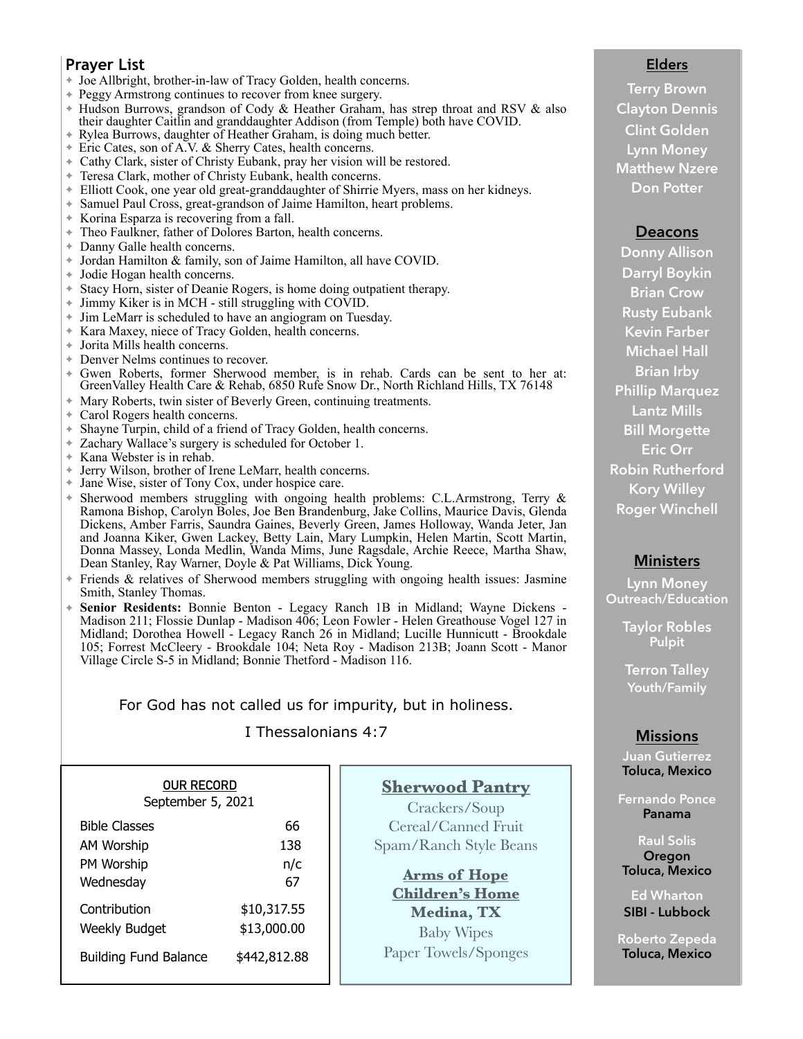## Prayer List

- Joe Allbright, brother-in-law of Tracy Golden, health concerns.
- Peggy Armstrong continues to recover from knee surgery.
- Hudson Burrows, grandson of Cody & Heather Graham, has strep throat and RSV & also their daughter Caitlin and granddaughter Addison (from Temple) both have COVID.
- Rylea Burrows, daughter of Heather Graham, is doing much better.
- Eric Cates, son of A.V. & Sherry Cates, health concerns.
- Cathy Clark, sister of Christy Eubank, pray her vision will be restored.
- Teresa Clark, mother of Christy Eubank, health concerns.
- Elliott Cook, one year old great-granddaughter of Shirrie Myers, mass on her kidneys.
- Samuel Paul Cross, great-grandson of Jaime Hamilton, heart problems.
- Korina Esparza is recovering from a fall.
- Theo Faulkner, father of Dolores Barton, health concerns.
- Danny Galle health concerns.
- Jordan Hamilton & family, son of Jaime Hamilton, all have COVID.
- Jodie Hogan health concerns.
- Stacy Horn, sister of Deanie Rogers, is home doing outpatient therapy.
- Jimmy Kiker is in MCH - still struggling with COVID.
- Jim LeMarr is scheduled to have an angiogram on Tuesday.
- Kara Maxey, niece of Tracy Golden, health concerns.
- Jorita Mills health concerns.
- Denver Nelms continues to recover.
- Gwen Roberts, former Sherwood member, is in rehab. Cards can be sent to her at: GreenValley Health Care & Rehab, 6850 Rufe Snow Dr., North Richland Hills, TX 76148
- Mary Roberts, twin sister of Beverly Green, continuing treatments.
- Carol Rogers health concerns.
- Shayne Turpin, child of a friend of Tracy Golden, health concerns.
- Zachary Wallace's surgery is scheduled for October 1.
- Kana Webster is in rehab.
- Jerry Wilson, brother of Irene LeMarr, health concerns.
- Jane Wise, sister of Tony Cox, under hospice care.
- Sherwood members struggling with ongoing health problems: C.L.Armstrong, Terry & Ramona Bishop, Carolyn Boles, Joe Ben Brandenburg, Jake Collins, Maurice Davis, Glenda Dickens, Amber Farris, Saundra Gaines, Beverly Green, James Holloway, Wanda Jeter, Jan and Joanna Kiker, Gwen Lackey, Betty Lain, Mary Lumpkin, Helen Martin, Scott Martin, Donna Massey, Londa Medlin, Wanda Mims, June Ragsdale, Archie Reece, Martha Shaw, Dean Stanley, Ray Warner, Doyle & Pat Williams, Dick Young.
- Friends & relatives of Sherwood members struggling with ongoing health issues: Jasmine Smith, Stanley Thomas.
- **Senior Residents:** Bonnie Benton - Legacy Ranch 1B in Midland; Wayne Dickens - Madison 211; Flossie Dunlap - Madison 406; Leon Fowler - Helen Greathouse Vogel 127 in Midland; Dorothea Howell - Legacy Ranch 26 in Midland; Lucille Hunnicutt - Brookdale 105; Forrest McCleery - Brookdale 104; Neta Roy - Madison 213B; Joann Scott - Manor Village Circle S-5 in Midland; Bonnie Thetford - Madison 116.

For God has not called us for impurity, but in holiness.

I Thessalonians 4:7

**OUR RECORD**
September 5, 2021

| | |
|---|---|
| Bible Classes | 66 |
| AM Worship | 138 |
| PM Worship | n/c |
| Wednesday | 67 |
| Contribution | $10,317.55 |
| Weekly Budget | $13,000.00 |
| Building Fund Balance | $442,812.88 |

**Sherwood Pantry**

Crackers/Soup
Cereal/Canned Fruit
Spam/Ranch Style Beans

**Arms of Hope Children's Home Medina, TX**

Baby Wipes
Paper Towels/Sponges

### Elders

Terry Brown
Clayton Dennis
Clint Golden
Lynn Money
Matthew Nzere
Don Potter

### Deacons

Donny Allison
Darryl Boykin
Brian Crow
Rusty Eubank
Kevin Farber
Michael Hall
Brian Irby
Phillip Marquez
Lantz Mills
Bill Morgette
Eric Orr
Robin Rutherford
Kory Willey
Roger Winchell

### Ministers

Lynn Money
Outreach/Education

Taylor Robles
Pulpit

Terron Talley
Youth/Family

### Missions

Juan Gutierrez
Toluca, Mexico

Fernando Ponce
Panama

Raul Solis
Oregon
Toluca, Mexico

Ed Wharton
SIBI - Lubbock

Roberto Zepeda
Toluca, Mexico